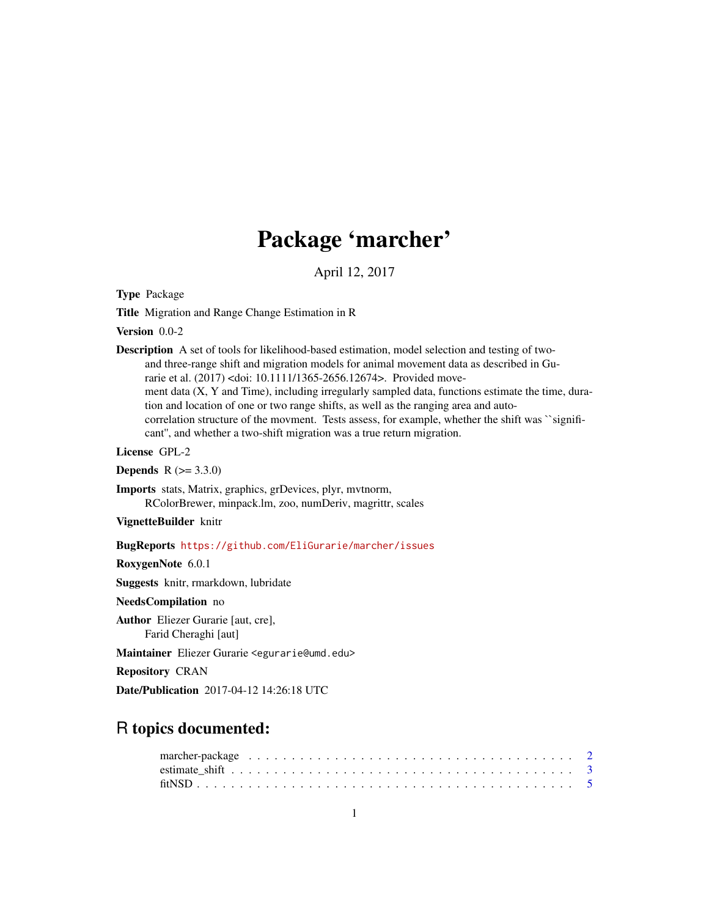# Package 'marcher'

April 12, 2017

**Type** Package

**Title** Migration and Range Change Estimation in R

**Version** 0.0-2

**Description** A set of tools for likelihood-based estimation, model selection and testing of two- and three-range shift and migration models for animal movement data as described in Gurarie et al. (2017) <doi: 10.1111/1365-2656.12674>. Provided movement data (X, Y and Time), including irregularly sampled data, functions estimate the time, duration and location of one or two range shifts, as well as the ranging area and auto-correlation structure of the movment. Tests assess, for example, whether the shift was ``significant'', and whether a two-shift migration was a true return migration.

**License** GPL-2

**Depends** R (>= 3.3.0)

**Imports** stats, Matrix, graphics, grDevices, plyr, mvtnorm, RColorBrewer, minpack.lm, zoo, numDeriv, magrittr, scales

**VignetteBuilder** knitr

**BugReports** https://github.com/EliGurarie/marcher/issues

**RoxygenNote** 6.0.1

**Suggests** knitr, rmarkdown, lubridate

**NeedsCompilation** no

**Author** Eliezer Gurarie [aut, cre], Farid Cheraghi [aut]

**Maintainer** Eliezer Gurarie <egurarie@umd.edu>

**Repository** CRAN

**Date/Publication** 2017-04-12 14:26:18 UTC

## R topics documented:

marcher-package . . . . . . . . . . . . . . . . . . . . . . . . . . . . . . . . . . . . . . 2
estimate_shift . . . . . . . . . . . . . . . . . . . . . . . . . . . . . . . . . . . . . . . 3
fitNSD . . . . . . . . . . . . . . . . . . . . . . . . . . . . . . . . . . . . . . . . . . 5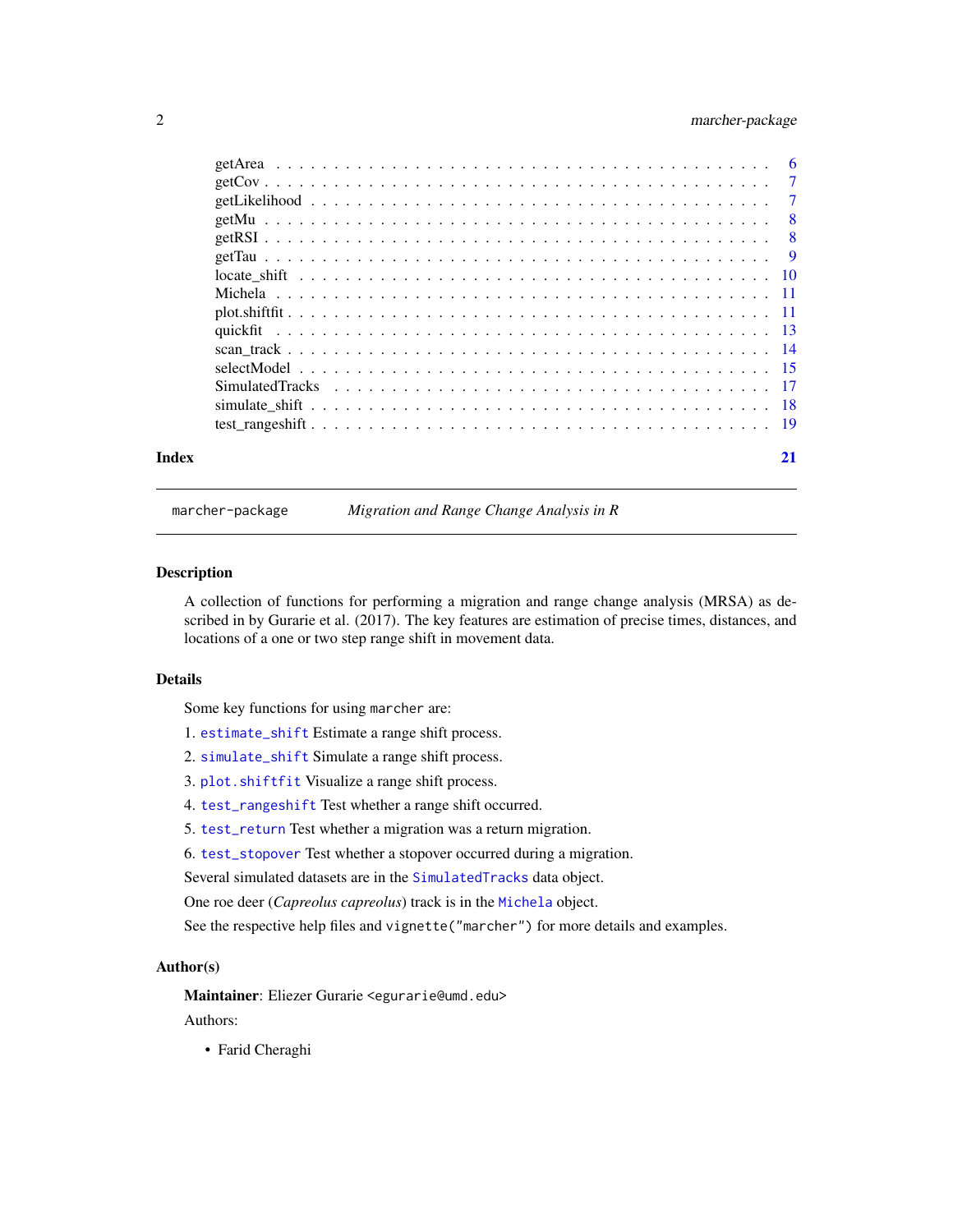| | |
|---|---|
| getArea | 6 |
| getCov | 7 |
| getLikelihood | 7 |
| getMu | 8 |
| getRSI | 8 |
| getTau | 9 |
| locate_shift | 10 |
| Michela | 11 |
| plot.shiftfit | 11 |
| quickfit | 13 |
| scan_track | 14 |
| selectModel | 15 |
| SimulatedTracks | 17 |
| simulate_shift | 18 |
| test_rangeshift | 19 |

**Index** **21**

---

`marcher-package` *Migration and Range Change Analysis in R*

---

### Description

A collection of functions for performing a migration and range change analysis (MRSA) as described in by Gurarie et al. (2017). The key features are estimation of precise times, distances, and locations of a one or two step range shift in movement data.

### Details

Some key functions for using `marcher` are:

1. `estimate_shift` Estimate a range shift process.
2. `simulate_shift` Simulate a range shift process.
3. `plot.shiftfit` Visualize a range shift process.
4. `test_rangeshift` Test whether a range shift occurred.
5. `test_return` Test whether a migration was a return migration.
6. `test_stopover` Test whether a stopover occurred during a migration.

Several simulated datasets are in the `SimulatedTracks` data object.

One roe deer (*Capreolus capreolus*) track is in the `Michela` object.

See the respective help files and `vignette("marcher")` for more details and examples.

### Author(s)

**Maintainer**: Eliezer Gurarie <egurarie@umd.edu>

Authors:

- Farid Cheraghi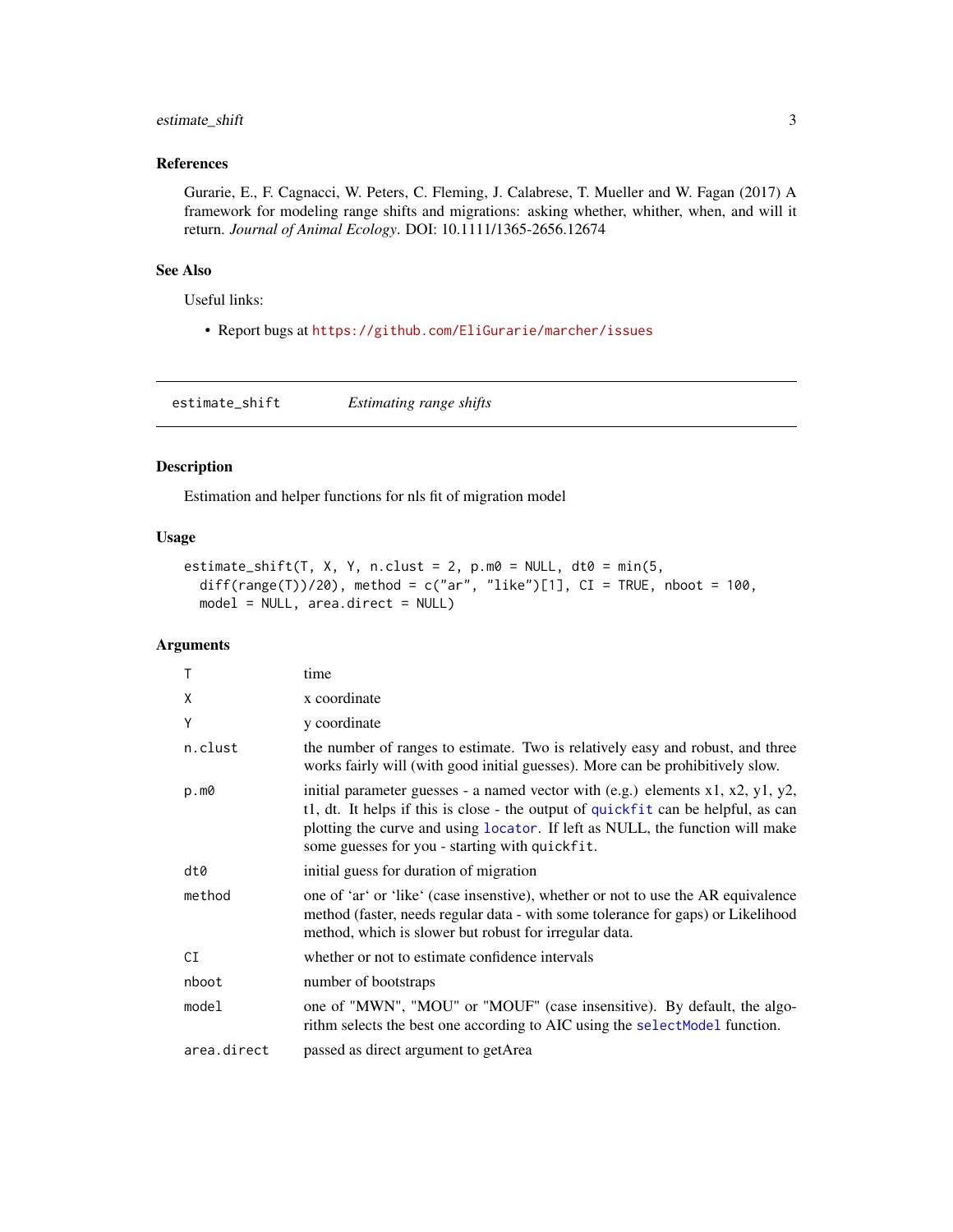### References

Gurarie, E., F. Cagnacci, W. Peters, C. Fleming, J. Calabrese, T. Mueller and W. Fagan (2017) A framework for modeling range shifts and migrations: asking whether, whither, when, and will it return. *Journal of Animal Ecology*. DOI: 10.1111/1365-2656.12674

### See Also

Useful links:

- Report bugs at https://github.com/EliGurarie/marcher/issues

---

## estimate_shift *Estimating range shifts*

### Description

Estimation and helper functions for nls fit of migration model

### Usage

```
estimate_shift(T, X, Y, n.clust = 2, p.m0 = NULL, dt0 = min(5,
  diff(range(T))/20), method = c("ar", "like")[1], CI = TRUE, nboot = 100,
  model = NULL, area.direct = NULL)
```

### Arguments

| | |
|---|---|
| `T` | time |
| `X` | x coordinate |
| `Y` | y coordinate |
| `n.clust` | the number of ranges to estimate. Two is relatively easy and robust, and three works fairly will (with good initial guesses). More can be prohibitively slow. |
| `p.m0` | initial parameter guesses - a named vector with (e.g.) elements x1, x2, y1, y2, t1, dt. It helps if this is close - the output of `quickfit` can be helpful, as can plotting the curve and using `locator`. If left as NULL, the function will make some guesses for you - starting with `quickfit`. |
| `dt0` | initial guess for duration of migration |
| `method` | one of 'ar' or 'like' (case insenstive), whether or not to use the AR equivalence method (faster, needs regular data - with some tolerance for gaps) or Likelihood method, which is slower but robust for irregular data. |
| `CI` | whether or not to estimate confidence intervals |
| `nboot` | number of bootstraps |
| `model` | one of "MWN", "MOU" or "MOUF" (case insensitive). By default, the algorithm selects the best one according to AIC using the `selectModel` function. |
| `area.direct` | passed as direct argument to getArea |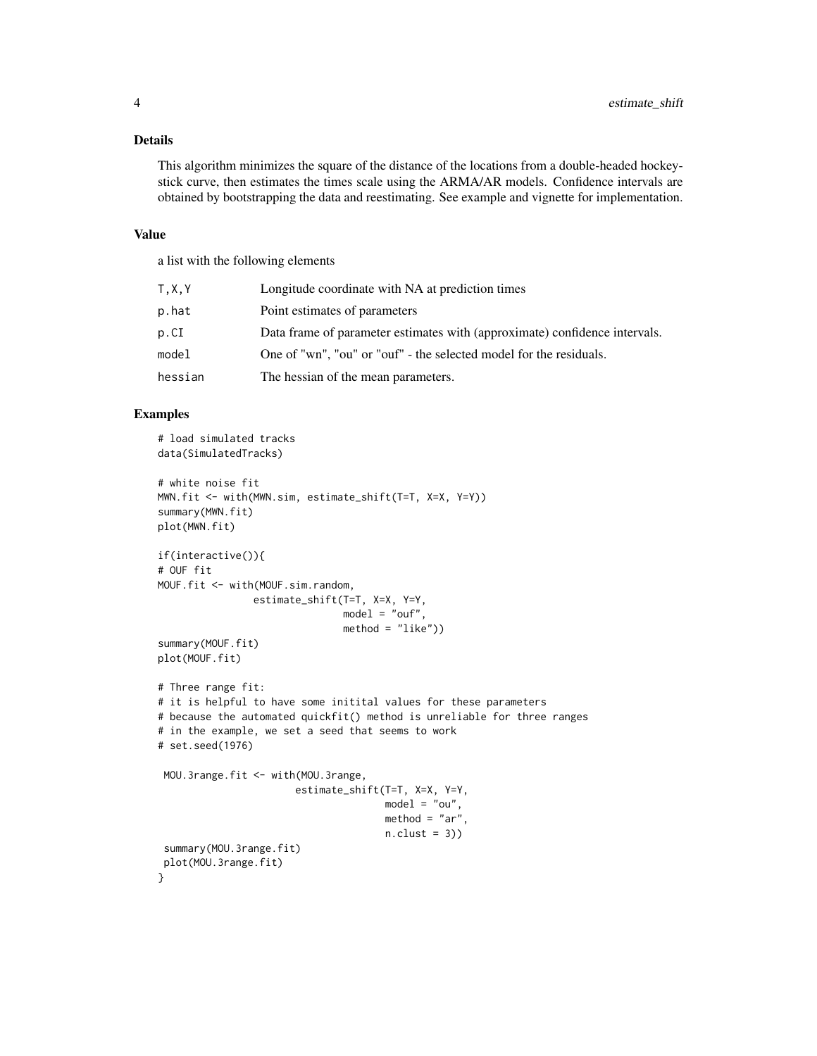## Details

This algorithm minimizes the square of the distance of the locations from a double-headed hockey-stick curve, then estimates the times scale using the ARMA/AR models. Confidence intervals are obtained by bootstrapping the data and reestimating. See example and vignette for implementation.

## Value

a list with the following elements

| | |
|---|---|
| T,X,Y | Longitude coordinate with NA at prediction times |
| p.hat | Point estimates of parameters |
| p.CI | Data frame of parameter estimates with (approximate) confidence intervals. |
| model | One of "wn", "ou" or "ouf" - the selected model for the residuals. |
| hessian | The hessian of the mean parameters. |

## Examples

```
# load simulated tracks
data(SimulatedTracks)

# white noise fit
MWN.fit <- with(MWN.sim, estimate_shift(T=T, X=X, Y=Y))
summary(MWN.fit)
plot(MWN.fit)

if(interactive()){
# OUF fit
MOUF.fit <- with(MOUF.sim.random,
                estimate_shift(T=T, X=X, Y=Y,
                               model = "ouf",
                               method = "like"))
summary(MOUF.fit)
plot(MOUF.fit)

# Three range fit:
# it is helpful to have some initital values for these parameters
# because the automated quickfit() method is unreliable for three ranges
# in the example, we set a seed that seems to work
# set.seed(1976)

 MOU.3range.fit <- with(MOU.3range,
                       estimate_shift(T=T, X=X, Y=Y,
                                      model = "ou",
                                      method = "ar",
                                      n.clust = 3))
 summary(MOU.3range.fit)
 plot(MOU.3range.fit)
}
```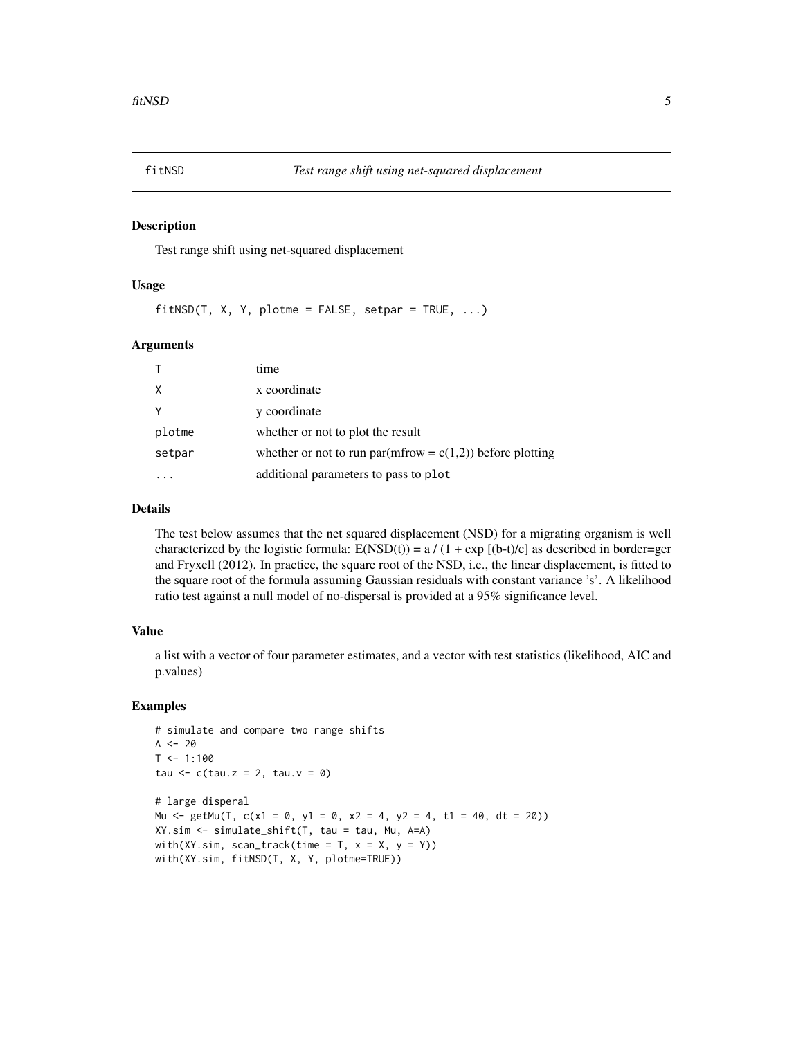# fitNSD — *Test range shift using net-squared displacement*

## Description

Test range shift using net-squared displacement

## Usage

```
fitNSD(T, X, Y, plotme = FALSE, setpar = TRUE, ...)
```

## Arguments

| | |
|---|---|
| T | time |
| X | x coordinate |
| Y | y coordinate |
| plotme | whether or not to plot the result |
| setpar | whether or not to run par(mfrow = c(1,2)) before plotting |
| ... | additional parameters to pass to plot |

## Details

The test below assumes that the net squared displacement (NSD) for a migrating organism is well characterized by the logistic formula: $E(NSD(t)) = a / (1 + \exp[(b-t)/c]$ as described in border=ger and Fryxell (2012). In practice, the square root of the NSD, i.e., the linear displacement, is fitted to the square root of the formula assuming Gaussian residuals with constant variance 's'. A likelihood ratio test against a null model of no-dispersal is provided at a 95% significance level.

## Value

a list with a vector of four parameter estimates, and a vector with test statistics (likelihood, AIC and p.values)

## Examples

```
# simulate and compare two range shifts
A <- 20
T <- 1:100
tau <- c(tau.z = 2, tau.v = 0)

# large disperal
Mu <- getMu(T, c(x1 = 0, y1 = 0, x2 = 4, y2 = 4, t1 = 40, dt = 20))
XY.sim <- simulate_shift(T, tau = tau, Mu, A=A)
with(XY.sim, scan_track(time = T, x = X, y = Y))
with(XY.sim, fitNSD(T, X, Y, plotme=TRUE))
```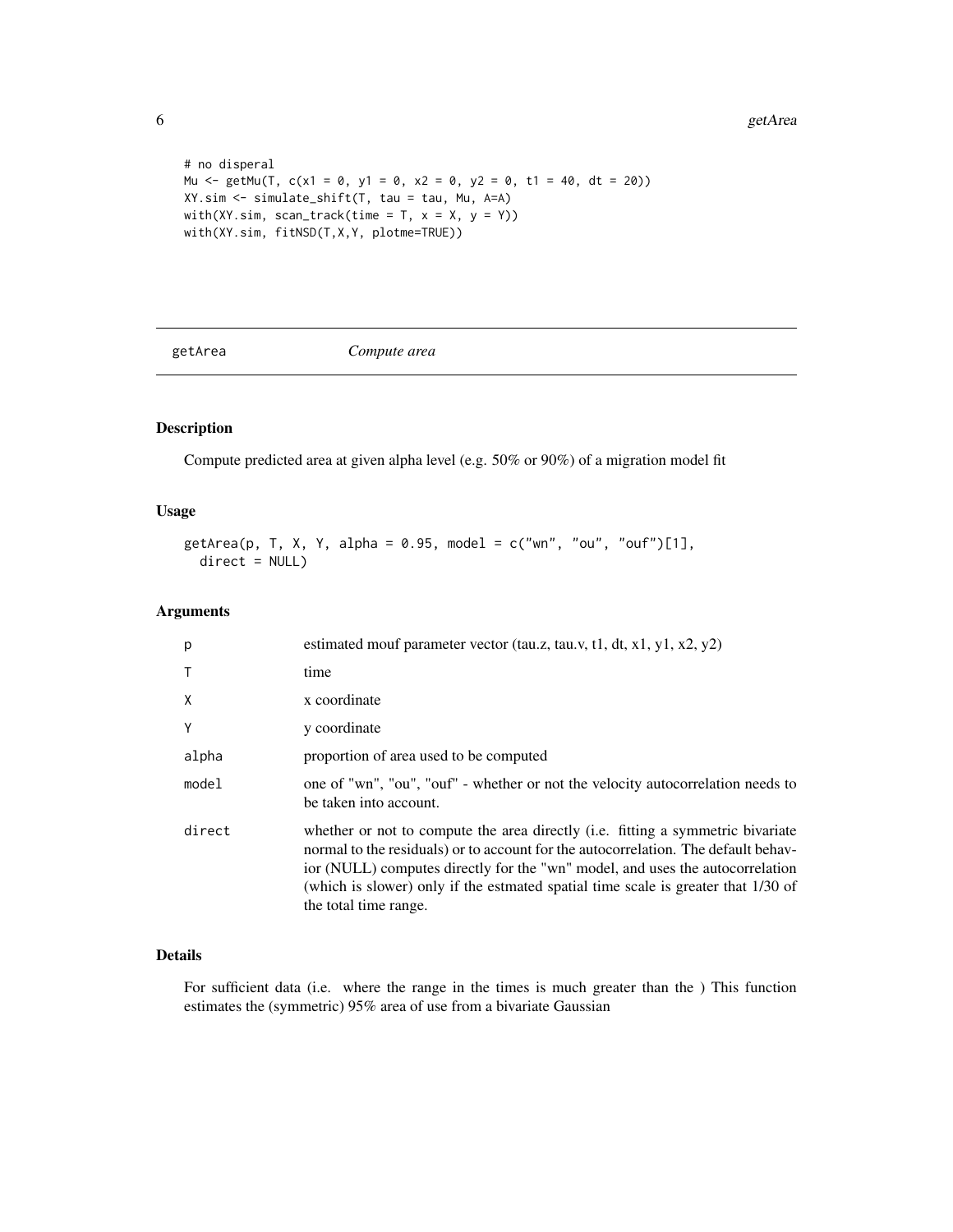```
# no disperal
Mu <- getMu(T, c(x1 = 0, y1 = 0, x2 = 0, y2 = 0, t1 = 40, dt = 20))
XY.sim <- simulate_shift(T, tau = tau, Mu, A=A)
with(XY.sim, scan_track(time = T, x = X, y = Y))
with(XY.sim, fitNSD(T,X,Y, plotme=TRUE))
```

---

## getArea *Compute area*

---

### Description

Compute predicted area at given alpha level (e.g. 50% or 90%) of a migration model fit

### Usage

```
getArea(p, T, X, Y, alpha = 0.95, model = c("wn", "ou", "ouf")[1],
  direct = NULL)
```

### Arguments

| | |
|---|---|
| p | estimated mouf parameter vector (tau.z, tau.v, t1, dt, x1, y1, x2, y2) |
| T | time |
| X | x coordinate |
| Y | y coordinate |
| alpha | proportion of area used to be computed |
| model | one of "wn", "ou", "ouf" - whether or not the velocity autocorrelation needs to be taken into account. |
| direct | whether or not to compute the area directly (i.e. fitting a symmetric bivariate normal to the residuals) or to account for the autocorrelation. The default behavior (NULL) computes directly for the "wn" model, and uses the autocorrelation (which is slower) only if the estmated spatial time scale is greater that 1/30 of the total time range. |

### Details

For sufficient data (i.e. where the range in the times is much greater than the ) This function estimates the (symmetric) 95% area of use from a bivariate Gaussian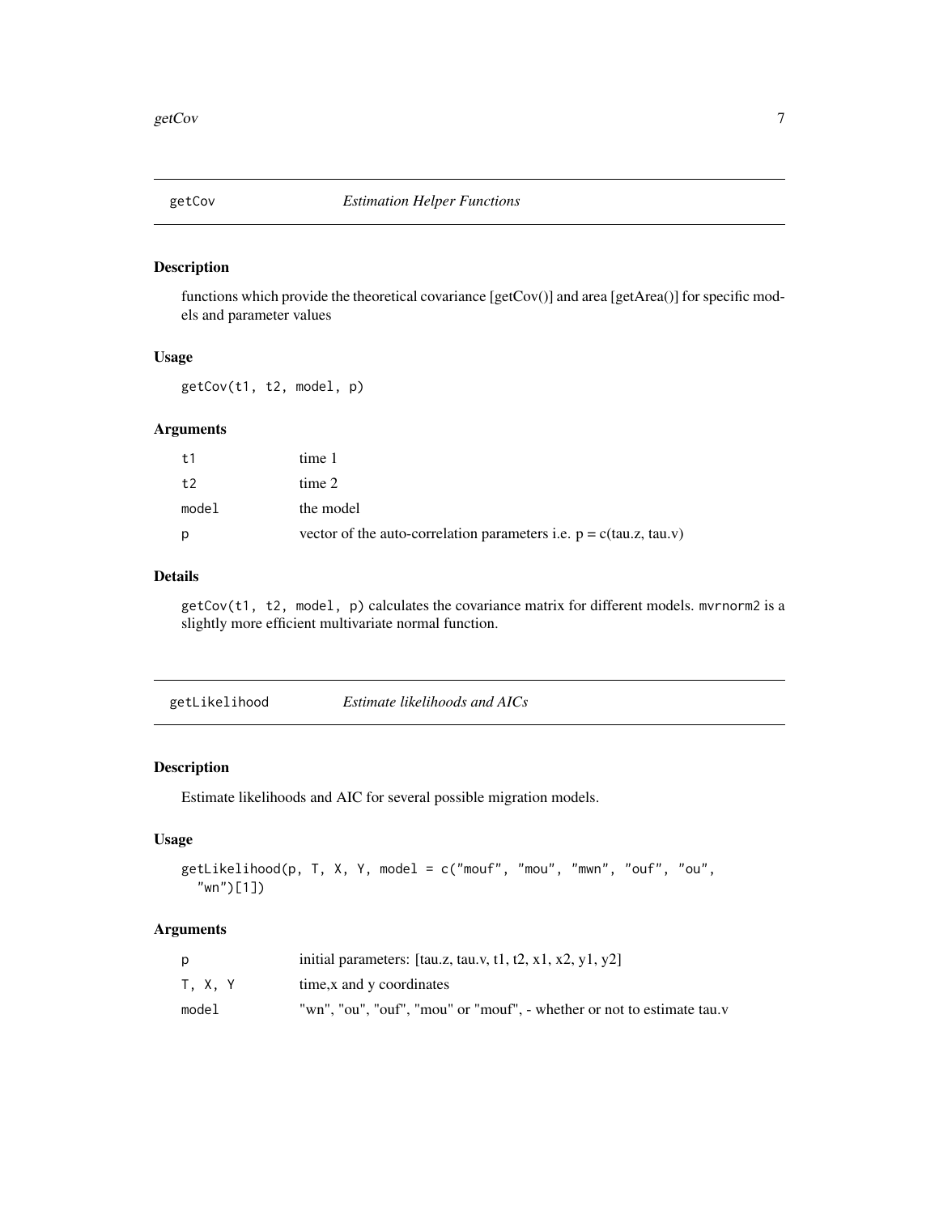## getCov *Estimation Helper Functions*

### Description

functions which provide the theoretical covariance [getCov()] and area [getArea()] for specific models and parameter values

### Usage

```
getCov(t1, t2, model, p)
```

### Arguments

| | |
|---|---|
| `t1` | time 1 |
| `t2` | time 2 |
| `model` | the model |
| `p` | vector of the auto-correlation parameters i.e. p = c(tau.z, tau.v) |

### Details

`getCov(t1, t2, model, p)` calculates the covariance matrix for different models. `mvrnorm2` is a slightly more efficient multivariate normal function.

## getLikelihood *Estimate likelihoods and AICs*

### Description

Estimate likelihoods and AIC for several possible migration models.

### Usage

```
getLikelihood(p, T, X, Y, model = c("mouf", "mou", "mwn", "ouf", "ou",
  "wn")[1])
```

### Arguments

| | |
|---|---|
| `p` | initial parameters: [tau.z, tau.v, t1, t2, x1, x2, y1, y2] |
| `T, X, Y` | time,x and y coordinates |
| `model` | "wn", "ou", "ouf", "mou" or "mouf", - whether or not to estimate tau.v |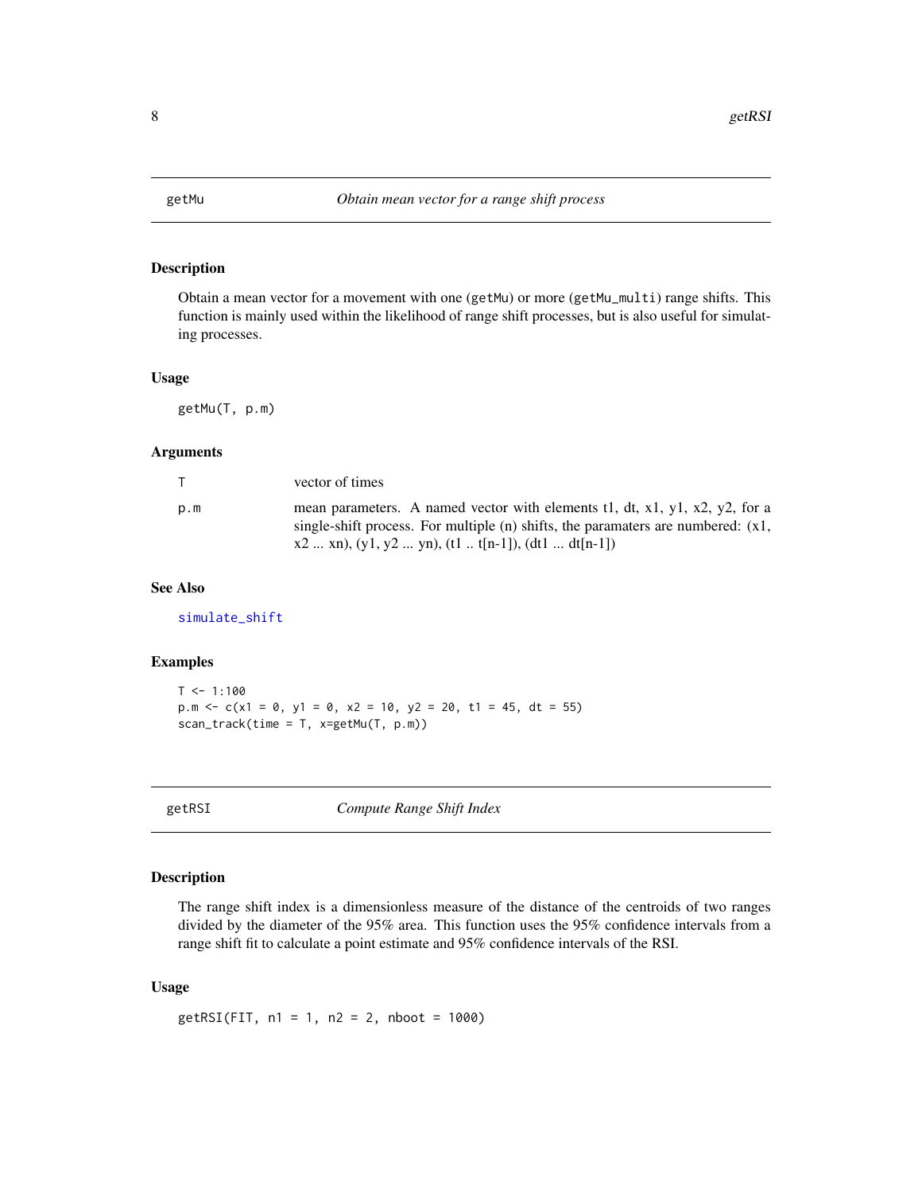## getMu — *Obtain mean vector for a range shift process*

### Description

Obtain a mean vector for a movement with one (getMu) or more (getMu_multi) range shifts. This function is mainly used within the likelihood of range shift processes, but is also useful for simulating processes.

### Usage

```
getMu(T, p.m)
```

### Arguments

| | |
|---|---|
| T | vector of times |
| p.m | mean parameters. A named vector with elements t1, dt, x1, y1, x2, y2, for a single-shift process. For multiple (n) shifts, the paramaters are numbered: (x1, x2 ... xn), (y1, y2 ... yn), (t1 .. t[n-1]), (dt1 ... dt[n-1]) |

### See Also

simulate_shift

### Examples

```
T <- 1:100
p.m <- c(x1 = 0, y1 = 0, x2 = 10, y2 = 20, t1 = 45, dt = 55)
scan_track(time = T, x=getMu(T, p.m))
```

## getRSI — *Compute Range Shift Index*

### Description

The range shift index is a dimensionless measure of the distance of the centroids of two ranges divided by the diameter of the 95% area. This function uses the 95% confidence intervals from a range shift fit to calculate a point estimate and 95% confidence intervals of the RSI.

### Usage

```
getRSI(FIT, n1 = 1, n2 = 2, nboot = 1000)
```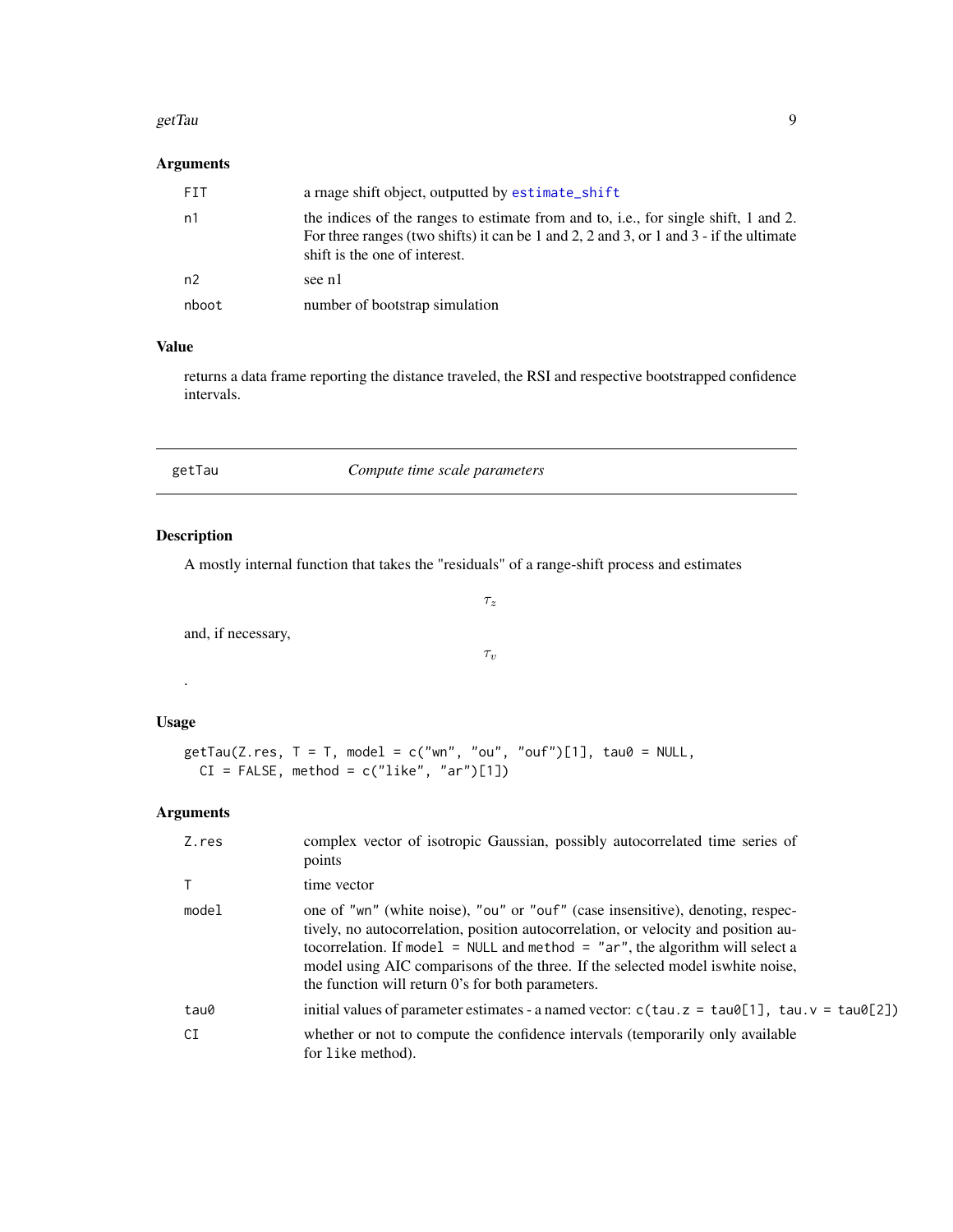### Arguments

| | |
|---|---|
| FIT | a rnage shift object, outputted by `estimate_shift` |
| n1 | the indices of the ranges to estimate from and to, i.e., for single shift, 1 and 2. For three ranges (two shifts) it can be 1 and 2, 2 and 3, or 1 and 3 - if the ultimate shift is the one of interest. |
| n2 | see n1 |
| nboot | number of bootstrap simulation |

### Value

returns a data frame reporting the distance traveled, the RSI and respective bootstrapped confidence intervals.

---

## getTau — *Compute time scale parameters*

---

### Description

A mostly internal function that takes the "residuals" of a range-shift process and estimates

$$\tau_z$$

and, if necessary,

$$\tau_v$$

.

### Usage

```
getTau(Z.res, T = T, model = c("wn", "ou", "ouf")[1], tau0 = NULL,
  CI = FALSE, method = c("like", "ar")[1])
```

### Arguments

| | |
|---|---|
| Z.res | complex vector of isotropic Gaussian, possibly autocorrelated time series of points |
| T | time vector |
| model | one of "wn" (white noise), "ou" or "ouf" (case insensitive), denoting, respectively, no autocorrelation, position autocorrelation, or velocity and position autocorrelation. If `model = NULL` and `method = "ar"`, the algorithm will select a model using AIC comparisons of the three. If the selected model iswhite noise, the function will return 0's for both parameters. |
| tau0 | initial values of parameter estimates - a named vector: `c(tau.z = tau0[1], tau.v = tau0[2])` |
| CI | whether or not to compute the confidence intervals (temporarily only available for `like` method). |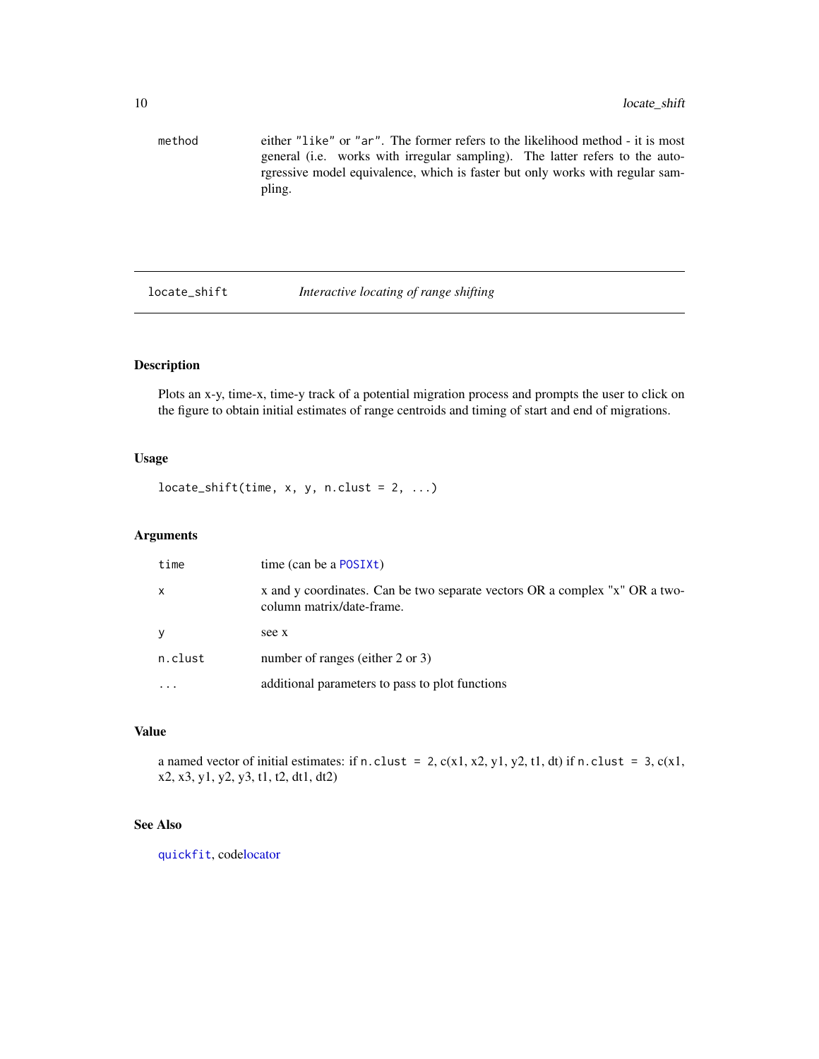| | |
|---|---|
| method | either "like" or "ar". The former refers to the likelihood method - it is most general (i.e. works with irregular sampling). The latter refers to the autorgressive model equivalence, which is faster but only works with regular sampling. |

## locate_shift *Interactive locating of range shifting*

### Description

Plots an x-y, time-x, time-y track of a potential migration process and prompts the user to click on the figure to obtain initial estimates of range centroids and timing of start and end of migrations.

### Usage

```
locate_shift(time, x, y, n.clust = 2, ...)
```

### Arguments

| | |
|---|---|
| time | time (can be a POSIXt) |
| x | x and y coordinates. Can be two separate vectors OR a complex "x" OR a two-column matrix/date-frame. |
| y | see x |
| n.clust | number of ranges (either 2 or 3) |
| ... | additional parameters to pass to plot functions |

### Value

a named vector of initial estimates: if `n.clust = 2`, c(x1, x2, y1, y2, t1, dt) if `n.clust = 3`, c(x1, x2, x3, y1, y2, y3, t1, t2, dt1, dt2)

### See Also

quickfit, codelocator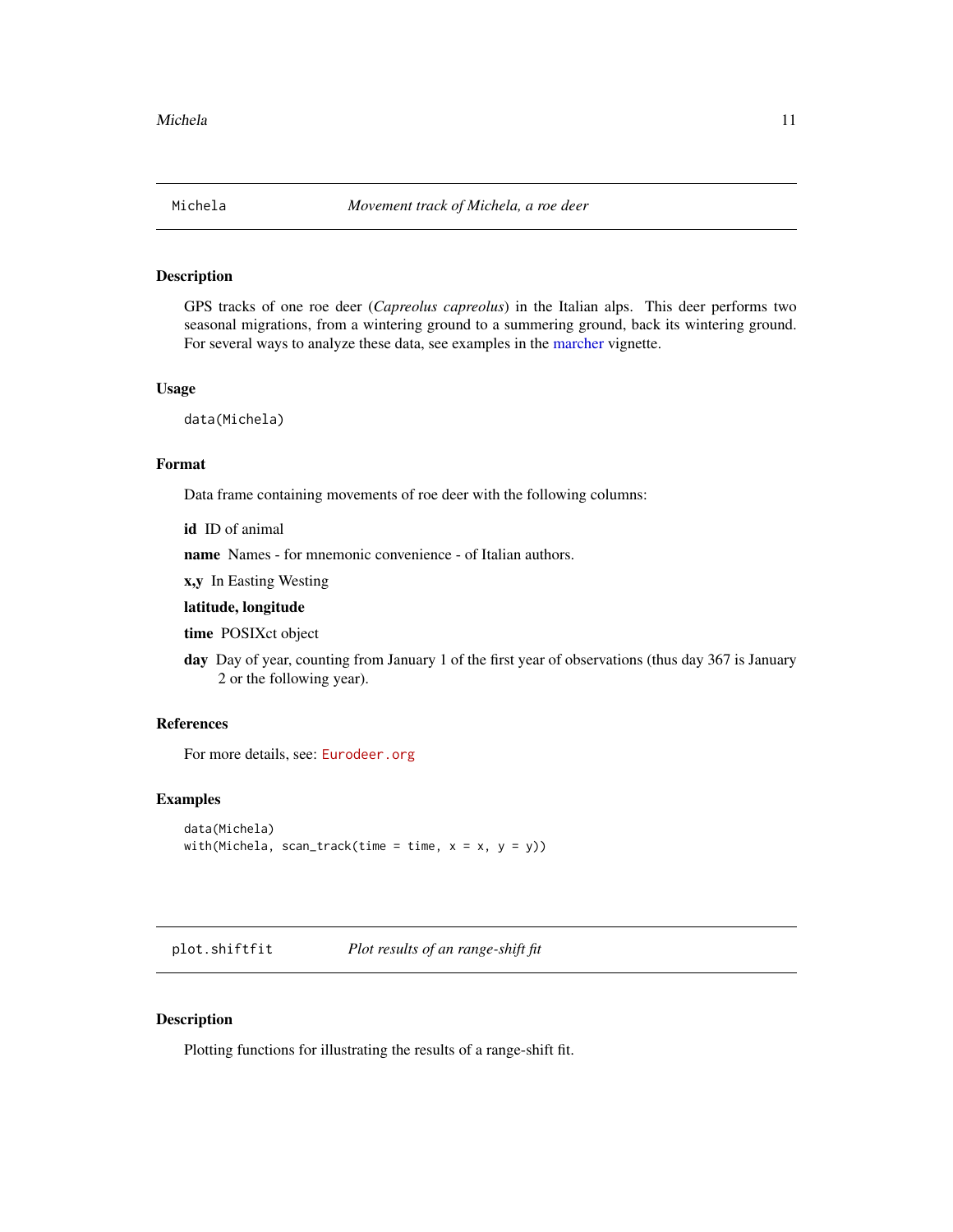## Michela — *Movement track of Michela, a roe deer*

### Description

GPS tracks of one roe deer (*Capreolus capreolus*) in the Italian alps. This deer performs two seasonal migrations, from a wintering ground to a summering ground, back its wintering ground. For several ways to analyze these data, see examples in the marcher vignette.

### Usage

```
data(Michela)
```

### Format

Data frame containing movements of roe deer with the following columns:

**id** ID of animal

**name** Names - for mnemonic convenience - of Italian authors.

**x,y** In Easting Westing

**latitude, longitude**

**time** POSIXct object

**day** Day of year, counting from January 1 of the first year of observations (thus day 367 is January 2 or the following year).

### References

For more details, see: Eurodeer.org

### Examples

```
data(Michela)
with(Michela, scan_track(time = time, x = x, y = y))
```

## plot.shiftfit — *Plot results of an range-shift fit*

### Description

Plotting functions for illustrating the results of a range-shift fit.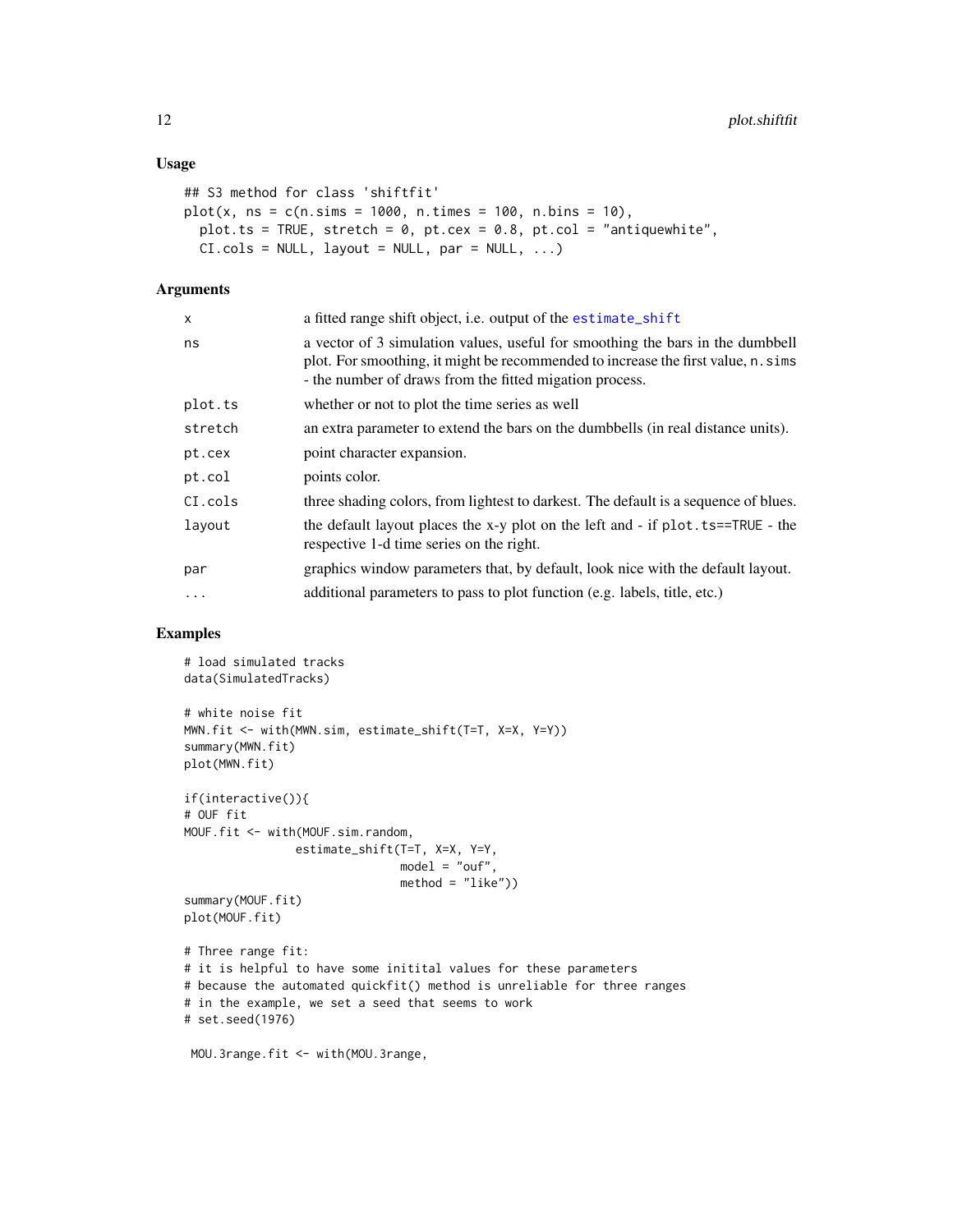### Usage

```
## S3 method for class 'shiftfit'
plot(x, ns = c(n.sims = 1000, n.times = 100, n.bins = 10),
  plot.ts = TRUE, stretch = 0, pt.cex = 0.8, pt.col = "antiquewhite",
  CI.cols = NULL, layout = NULL, par = NULL, ...)
```

### Arguments

| | |
|---|---|
| `x` | a fitted range shift object, i.e. output of the `estimate_shift` |
| `ns` | a vector of 3 simulation values, useful for smoothing the bars in the dumbbell plot. For smoothing, it might be recommended to increase the first value, `n.sims` - the number of draws from the fitted migation process. |
| `plot.ts` | whether or not to plot the time series as well |
| `stretch` | an extra parameter to extend the bars on the dumbbells (in real distance units). |
| `pt.cex` | point character expansion. |
| `pt.col` | points color. |
| `CI.cols` | three shading colors, from lightest to darkest. The default is a sequence of blues. |
| `layout` | the default layout places the x-y plot on the left and - if `plot.ts==TRUE` - the respective 1-d time series on the right. |
| `par` | graphics window parameters that, by default, look nice with the default layout. |
| `...` | additional parameters to pass to plot function (e.g. labels, title, etc.) |

### Examples

```
# load simulated tracks
data(SimulatedTracks)

# white noise fit
MWN.fit <- with(MWN.sim, estimate_shift(T=T, X=X, Y=Y))
summary(MWN.fit)
plot(MWN.fit)

if(interactive()){
# OUF fit
MOUF.fit <- with(MOUF.sim.random,
                estimate_shift(T=T, X=X, Y=Y,
                               model = "ouf",
                               method = "like"))
summary(MOUF.fit)
plot(MOUF.fit)

# Three range fit:
# it is helpful to have some initital values for these parameters
# because the automated quickfit() method is unreliable for three ranges
# in the example, we set a seed that seems to work
# set.seed(1976)

 MOU.3range.fit <- with(MOU.3range,
```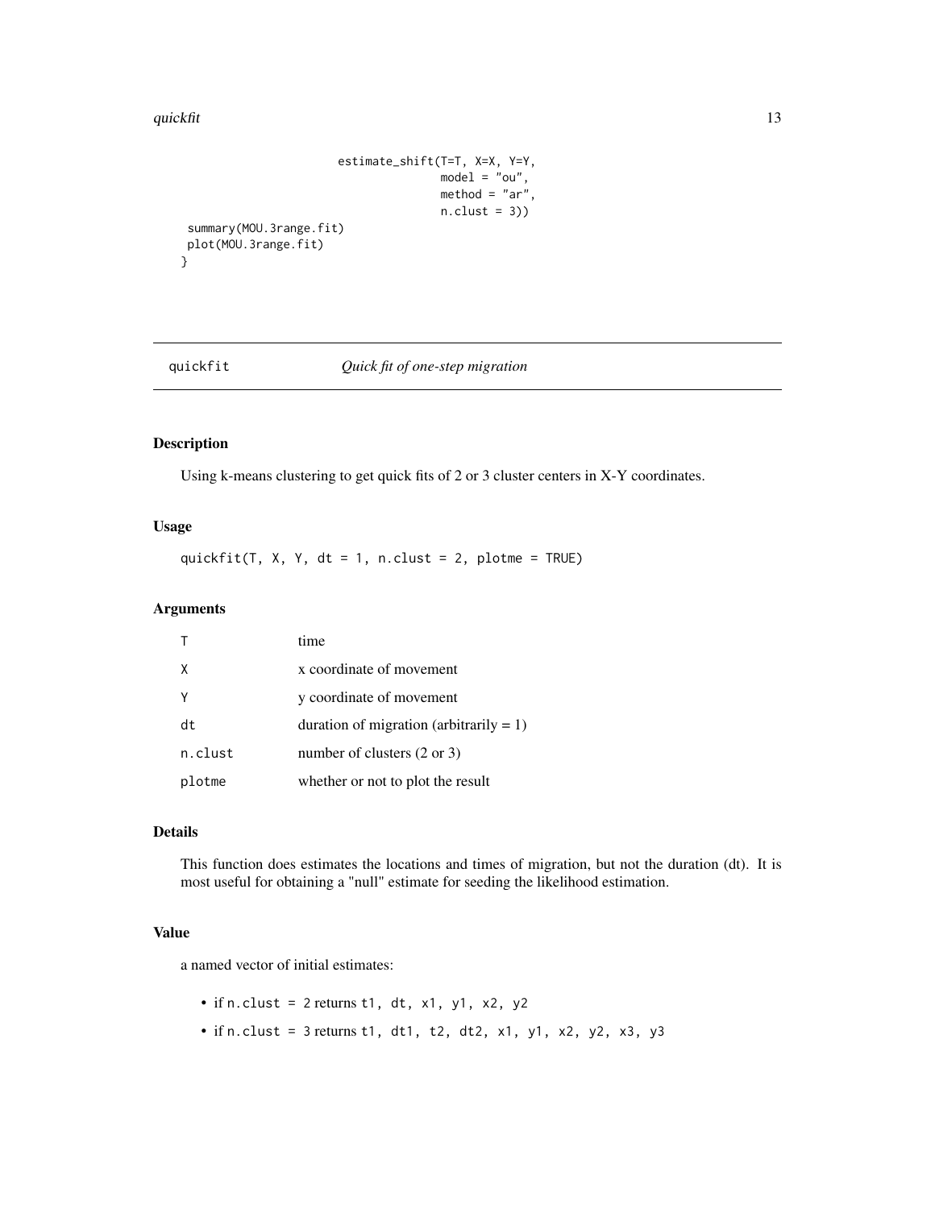```
                        estimate_shift(T=T, X=X, Y=Y,
                                       model = "ou",
                                       method = "ar",
                                       n.clust = 3))
 summary(MOU.3range.fit)
 plot(MOU.3range.fit)
}
```

---

## quickfit — *Quick fit of one-step migration*

### Description

Using k-means clustering to get quick fits of 2 or 3 cluster centers in X-Y coordinates.

### Usage

```
quickfit(T, X, Y, dt = 1, n.clust = 2, plotme = TRUE)
```

### Arguments

| | |
|---|---|
| `T` | time |
| `X` | x coordinate of movement |
| `Y` | y coordinate of movement |
| `dt` | duration of migration (arbitrarily = 1) |
| `n.clust` | number of clusters (2 or 3) |
| `plotme` | whether or not to plot the result |

### Details

This function does estimates the locations and times of migration, but not the duration (dt). It is most useful for obtaining a "null" estimate for seeding the likelihood estimation.

### Value

a named vector of initial estimates:

- if `n.clust = 2` returns `t1, dt, x1, y1, x2, y2`
- if `n.clust = 3` returns `t1, dt1, t2, dt2, x1, y1, x2, y2, x3, y3`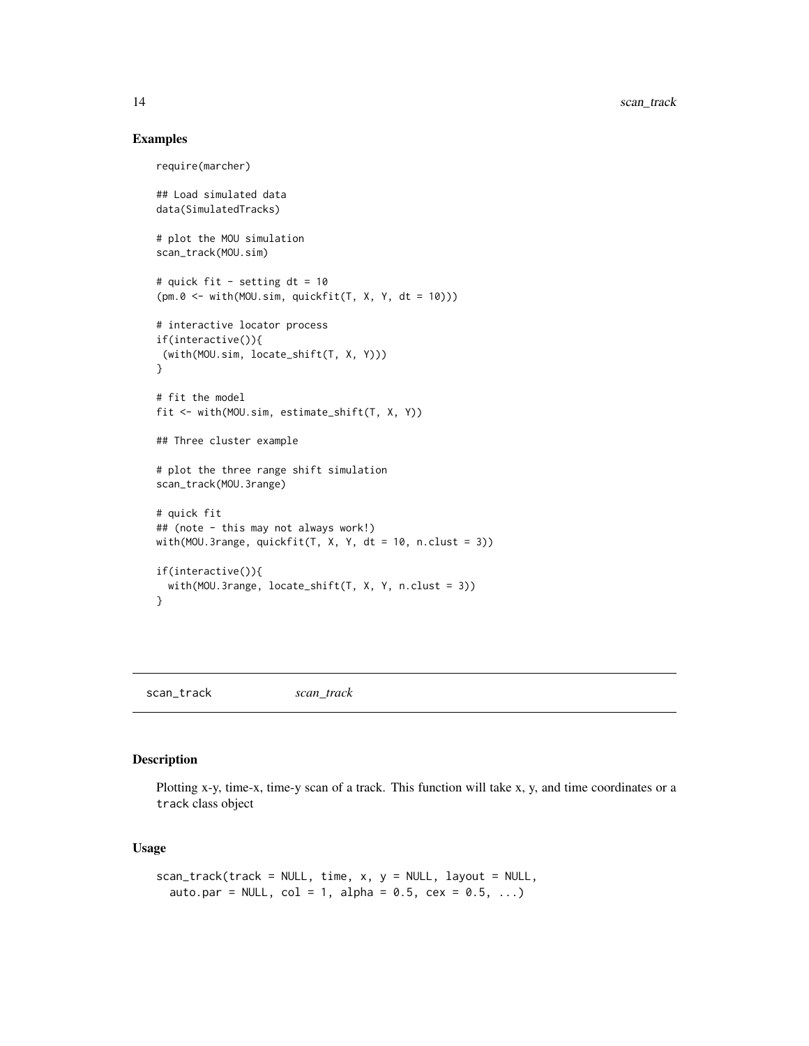### Examples

```
require(marcher)

## Load simulated data
data(SimulatedTracks)

# plot the MOU simulation
scan_track(MOU.sim)

# quick fit - setting dt = 10
(pm.0 <- with(MOU.sim, quickfit(T, X, Y, dt = 10)))

# interactive locator process
if(interactive()){
 (with(MOU.sim, locate_shift(T, X, Y)))
}

# fit the model
fit <- with(MOU.sim, estimate_shift(T, X, Y))

## Three cluster example

# plot the three range shift simulation
scan_track(MOU.3range)

# quick fit
## (note - this may not always work!)
with(MOU.3range, quickfit(T, X, Y, dt = 10, n.clust = 3))

if(interactive()){
  with(MOU.3range, locate_shift(T, X, Y, n.clust = 3))
}
```

---

## scan_track *scan_track*

### Description

Plotting x-y, time-x, time-y scan of a track. This function will take x, y, and time coordinates or a `track` class object

### Usage

```
scan_track(track = NULL, time, x, y = NULL, layout = NULL,
  auto.par = NULL, col = 1, alpha = 0.5, cex = 0.5, ...)
```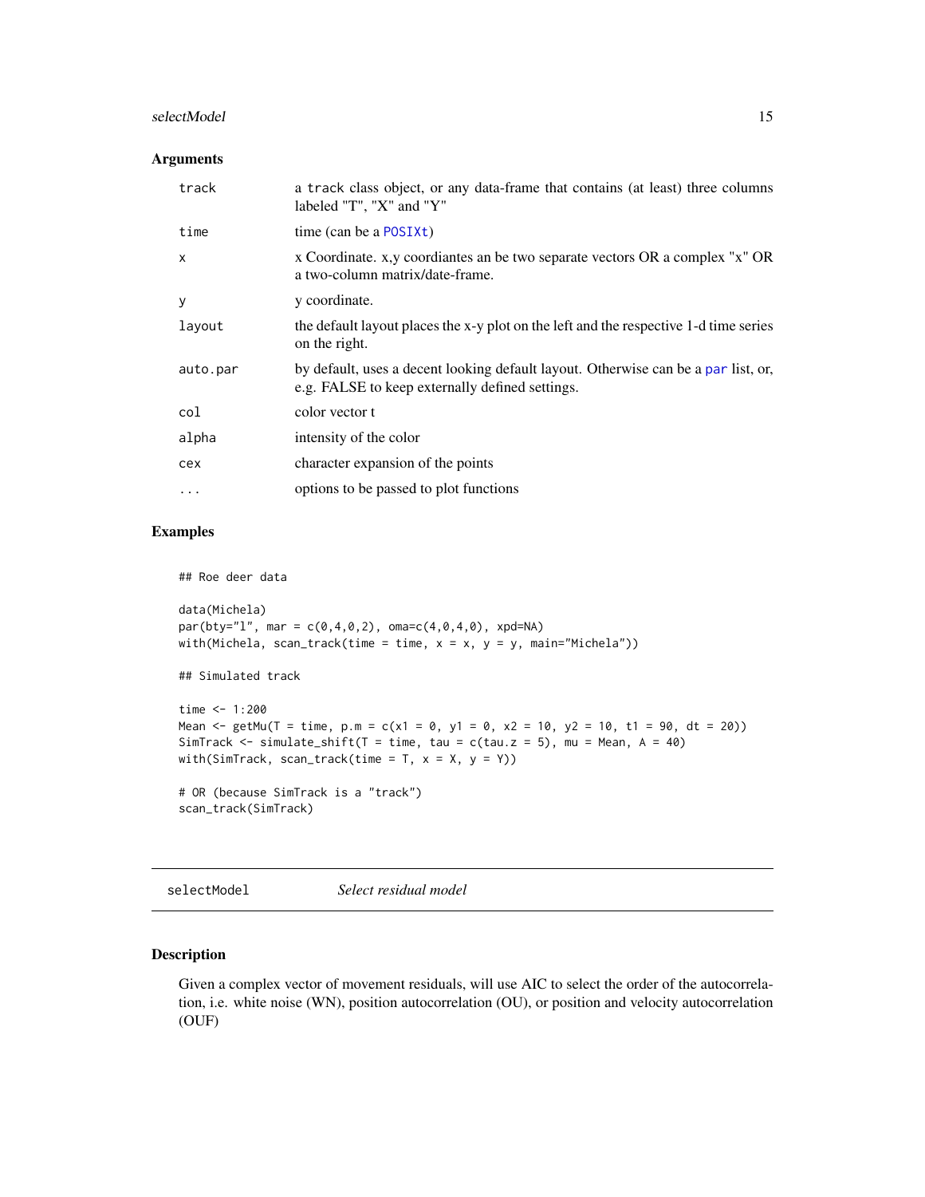### Arguments

| | |
|---|---|
| `track` | a `track` class object, or any data-frame that contains (at least) three columns labeled "T", "X" and "Y" |
| `time` | time (can be a `POSIXt`) |
| `x` | x Coordinate. x,y coordiantes an be two separate vectors OR a complex "x" OR a two-column matrix/date-frame. |
| `y` | y coordinate. |
| `layout` | the default layout places the x-y plot on the left and the respective 1-d time series on the right. |
| `auto.par` | by default, uses a decent looking default layout. Otherwise can be a `par` list, or, e.g. FALSE to keep externally defined settings. |
| `col` | color vector t |
| `alpha` | intensity of the color |
| `cex` | character expansion of the points |
| `...` | options to be passed to plot functions |

### Examples

```
## Roe deer data

data(Michela)
par(bty="l", mar = c(0,4,0,2), oma=c(4,0,4,0), xpd=NA)
with(Michela, scan_track(time = time, x = x, y = y, main="Michela"))

## Simulated track

time <- 1:200
Mean <- getMu(T = time, p.m = c(x1 = 0, y1 = 0, x2 = 10, y2 = 10, t1 = 90, dt = 20))
SimTrack <- simulate_shift(T = time, tau = c(tau.z = 5), mu = Mean, A = 40)
with(SimTrack, scan_track(time = T, x = X, y = Y))

# OR (because SimTrack is a "track")
scan_track(SimTrack)
```

---

## selectModel *Select residual model*

### Description

Given a complex vector of movement residuals, will use AIC to select the order of the autocorrelation, i.e. white noise (WN), position autocorrelation (OU), or position and velocity autocorrelation (OUF)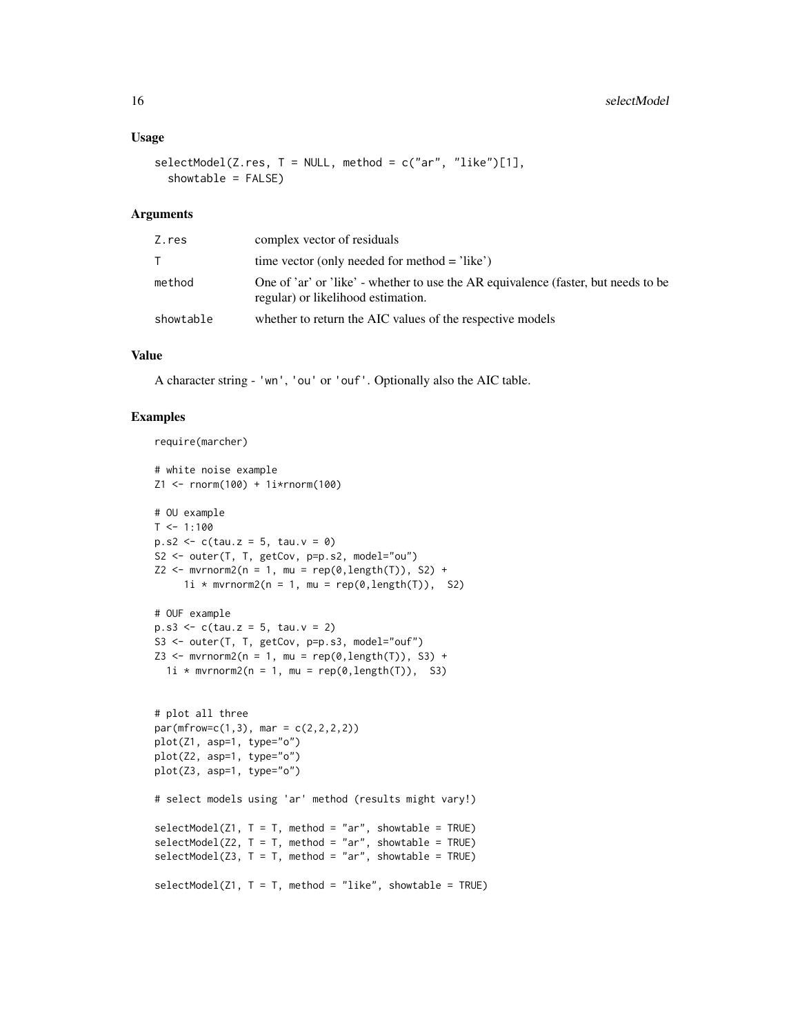## Usage

```
selectModel(Z.res, T = NULL, method = c("ar", "like")[1],
  showtable = FALSE)
```

## Arguments

| | |
|---|---|
| Z.res | complex vector of residuals |
| T | time vector (only needed for method = 'like') |
| method | One of 'ar' or 'like' - whether to use the AR equivalence (faster, but needs to be regular) or likelihood estimation. |
| showtable | whether to return the AIC values of the respective models |

## Value

A character string - 'wn', 'ou' or 'ouf'. Optionally also the AIC table.

## Examples

```
require(marcher)

# white noise example
Z1 <- rnorm(100) + 1i*rnorm(100)

# OU example
T <- 1:100
p.s2 <- c(tau.z = 5, tau.v = 0)
S2 <- outer(T, T, getCov, p=p.s2, model="ou")
Z2 <- mvrnorm2(n = 1, mu = rep(0,length(T)), S2) +
     1i * mvrnorm2(n = 1, mu = rep(0,length(T)),  S2)

# OUF example
p.s3 <- c(tau.z = 5, tau.v = 2)
S3 <- outer(T, T, getCov, p=p.s3, model="ouf")
Z3 <- mvrnorm2(n = 1, mu = rep(0,length(T)), S3) +
  1i * mvrnorm2(n = 1, mu = rep(0,length(T)),  S3)


# plot all three
par(mfrow=c(1,3), mar = c(2,2,2,2))
plot(Z1, asp=1, type="o")
plot(Z2, asp=1, type="o")
plot(Z3, asp=1, type="o")

# select models using 'ar' method (results might vary!)

selectModel(Z1, T = T, method = "ar", showtable = TRUE)
selectModel(Z2, T = T, method = "ar", showtable = TRUE)
selectModel(Z3, T = T, method = "ar", showtable = TRUE)

selectModel(Z1, T = T, method = "like", showtable = TRUE)
```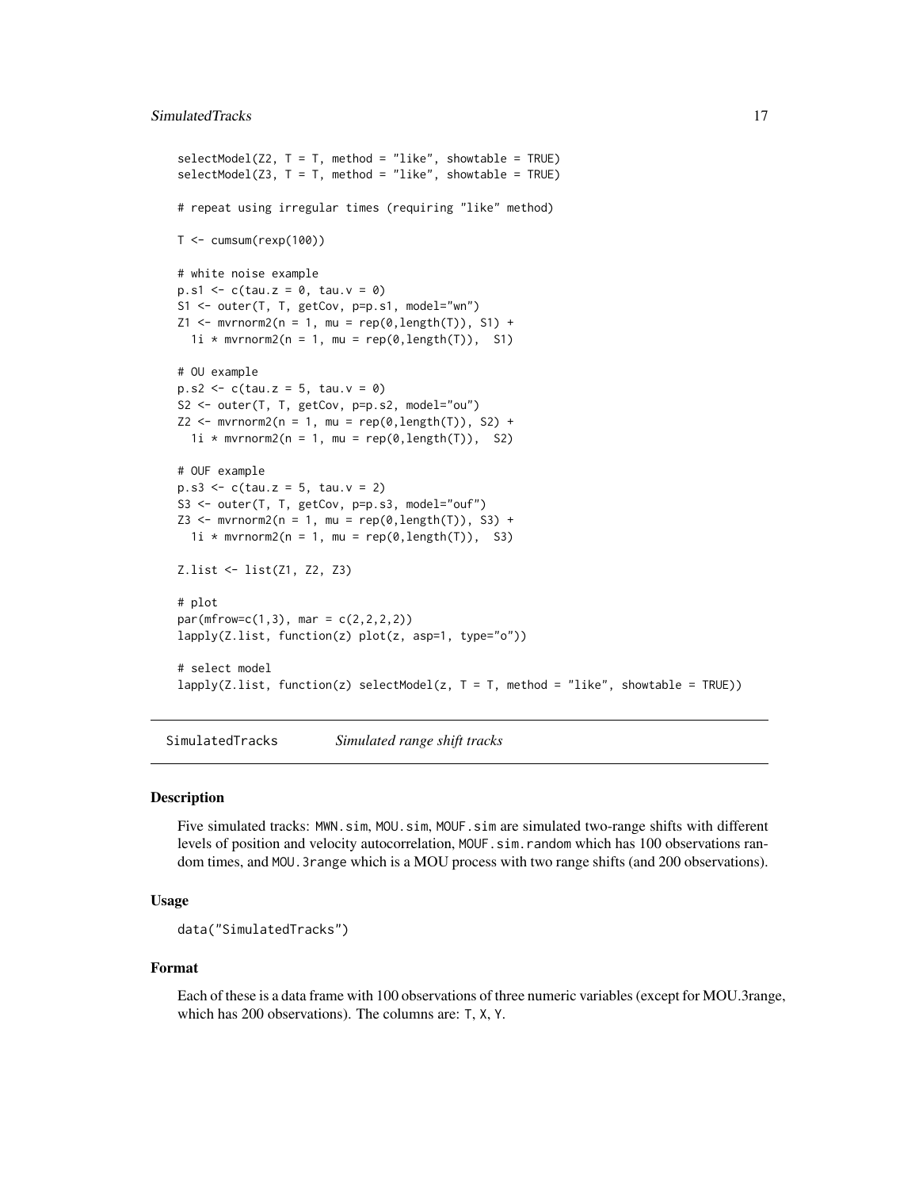```
selectModel(Z2, T = T, method = "like", showtable = TRUE)
selectModel(Z3, T = T, method = "like", showtable = TRUE)

# repeat using irregular times (requiring "like" method)

T <- cumsum(rexp(100))

# white noise example
p.s1 <- c(tau.z = 0, tau.v = 0)
S1 <- outer(T, T, getCov, p=p.s1, model="wn")
Z1 <- mvrnorm2(n = 1, mu = rep(0,length(T)), S1) +
  1i * mvrnorm2(n = 1, mu = rep(0,length(T)),  S1)

# OU example
p.s2 <- c(tau.z = 5, tau.v = 0)
S2 <- outer(T, T, getCov, p=p.s2, model="ou")
Z2 <- mvrnorm2(n = 1, mu = rep(0,length(T)), S2) +
  1i * mvrnorm2(n = 1, mu = rep(0,length(T)),  S2)

# OUF example
p.s3 <- c(tau.z = 5, tau.v = 2)
S3 <- outer(T, T, getCov, p=p.s3, model="ouf")
Z3 <- mvrnorm2(n = 1, mu = rep(0,length(T)), S3) +
  1i * mvrnorm2(n = 1, mu = rep(0,length(T)),  S3)

Z.list <- list(Z1, Z2, Z3)

# plot
par(mfrow=c(1,3), mar = c(2,2,2,2))
lapply(Z.list, function(z) plot(z, asp=1, type="o"))

# select model
lapply(Z.list, function(z) selectModel(z, T = T, method = "like", showtable = TRUE))
```

---

## SimulatedTracks — *Simulated range shift tracks*

---

### Description

Five simulated tracks: `MWN.sim`, `MOU.sim`, `MOUF.sim` are simulated two-range shifts with different levels of position and velocity autocorrelation, `MOUF.sim.random` which has 100 observations random times, and `MOU.3range` which is a MOU process with two range shifts (and 200 observations).

### Usage

```
data("SimulatedTracks")
```

### Format

Each of these is a data frame with 100 observations of three numeric variables (except for MOU.3range, which has 200 observations). The columns are: `T`, `X`, `Y`.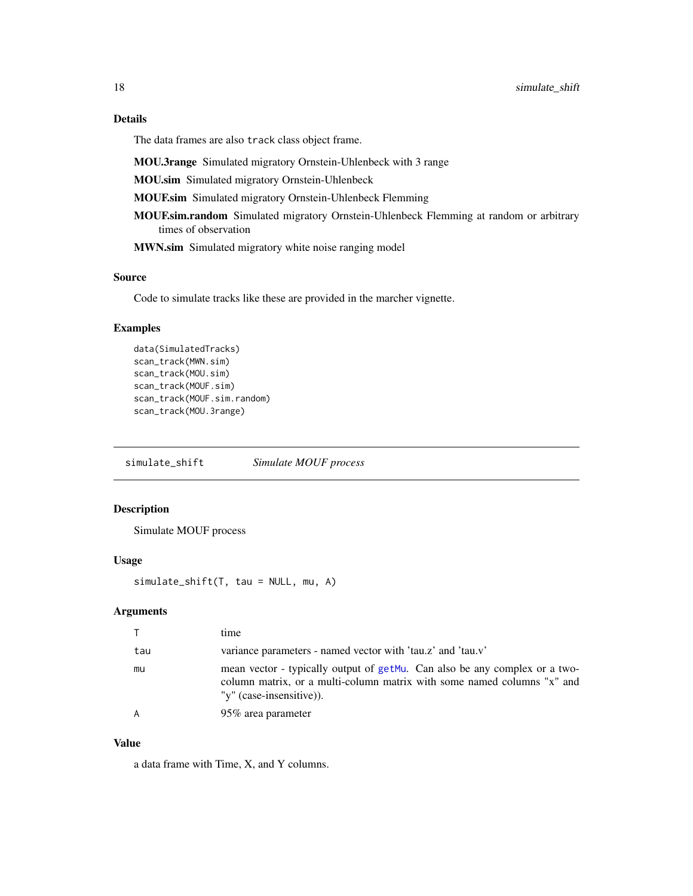## Details

The data frames are also `track` class object frame.

**MOU.3range** Simulated migratory Ornstein-Uhlenbeck with 3 range

**MOU.sim** Simulated migratory Ornstein-Uhlenbeck

**MOUF.sim** Simulated migratory Ornstein-Uhlenbeck Flemming

**MOUF.sim.random** Simulated migratory Ornstein-Uhlenbeck Flemming at random or arbitrary times of observation

**MWN.sim** Simulated migratory white noise ranging model

## Source

Code to simulate tracks like these are provided in the marcher vignette.

## Examples

```
data(SimulatedTracks)
scan_track(MWN.sim)
scan_track(MOU.sim)
scan_track(MOUF.sim)
scan_track(MOUF.sim.random)
scan_track(MOU.3range)
```

---

# simulate_shift    *Simulate MOUF process*

## Description

Simulate MOUF process

## Usage

```
simulate_shift(T, tau = NULL, mu, A)
```

## Arguments

| | |
|---|---|
| T | time |
| tau | variance parameters - named vector with 'tau.z' and 'tau.v' |
| mu | mean vector - typically output of getMu. Can also be any complex or a two-column matrix, or a multi-column matrix with some named columns "x" and "y" (case-insensitive)). |
| A | 95% area parameter |

## Value

a data frame with Time, X, and Y columns.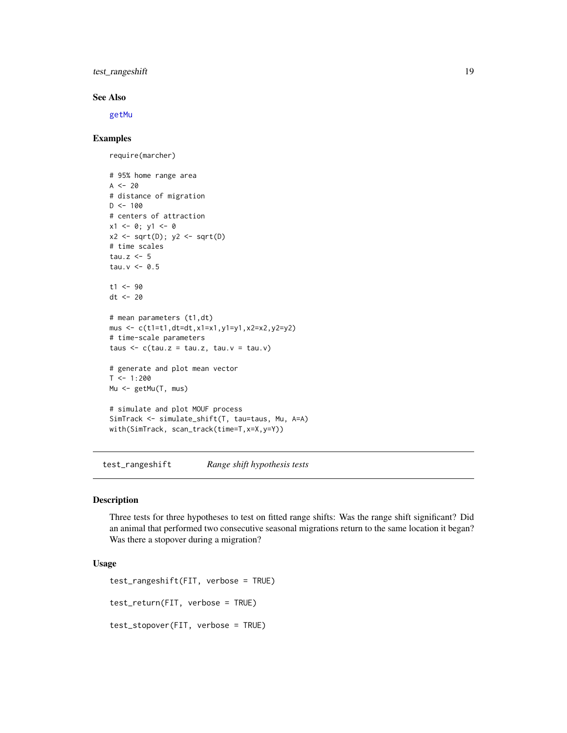### See Also

getMu

### Examples

```
require(marcher)

# 95% home range area
A <- 20
# distance of migration
D <- 100
# centers of attraction
x1 <- 0; y1 <- 0
x2 <- sqrt(D); y2 <- sqrt(D)
# time scales
tau.z <- 5
tau.v <- 0.5

t1 <- 90
dt <- 20

# mean parameters (t1,dt)
mus <- c(t1=t1,dt=dt,x1=x1,y1=y1,x2=x2,y2=y2)
# time-scale parameters
taus <- c(tau.z = tau.z, tau.v = tau.v)

# generate and plot mean vector
T <- 1:200
Mu <- getMu(T, mus)

# simulate and plot MOUF process
SimTrack <- simulate_shift(T, tau=taus, Mu, A=A)
with(SimTrack, scan_track(time=T,x=X,y=Y))
```

---

## test_rangeshift *Range shift hypothesis tests*

### Description

Three tests for three hypotheses to test on fitted range shifts: Was the range shift significant? Did an animal that performed two consecutive seasonal migrations return to the same location it began? Was there a stopover during a migration?

### Usage

```
test_rangeshift(FIT, verbose = TRUE)

test_return(FIT, verbose = TRUE)

test_stopover(FIT, verbose = TRUE)
```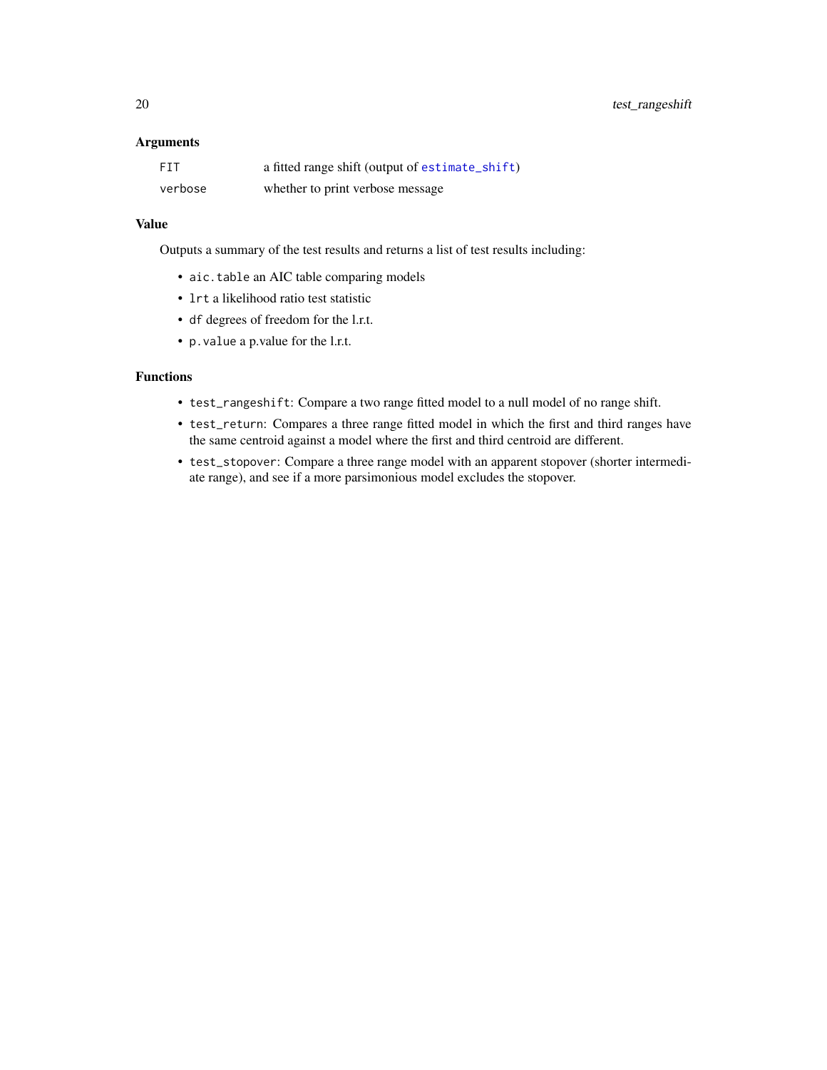### Arguments

| | |
|---|---|
| `FIT` | a fitted range shift (output of `estimate_shift`) |
| `verbose` | whether to print verbose message |

### Value

Outputs a summary of the test results and returns a list of test results including:

- `aic.table` an AIC table comparing models
- `lrt` a likelihood ratio test statistic
- `df` degrees of freedom for the l.r.t.
- `p.value` a p.value for the l.r.t.

### Functions

- `test_rangeshift`: Compare a two range fitted model to a null model of no range shift.
- `test_return`: Compares a three range fitted model in which the first and third ranges have the same centroid against a model where the first and third centroid are different.
- `test_stopover`: Compare a three range model with an apparent stopover (shorter intermediate range), and see if a more parsimonious model excludes the stopover.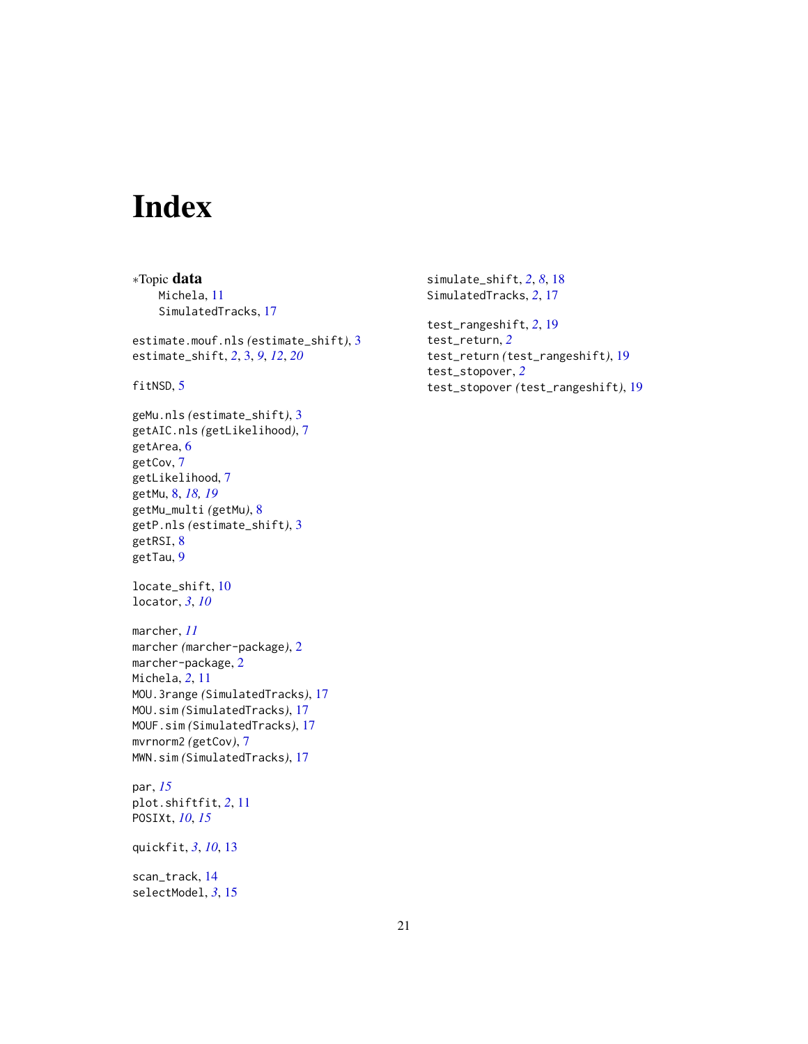# Index

∗Topic **data**
  Michela, 11
  SimulatedTracks, 17

estimate.mouf.nls *(*estimate_shift*)*, 3
estimate_shift, *2*, 3, *9*, *12*, *20*

fitNSD, 5

geMu.nls *(*estimate_shift*)*, 3
getAIC.nls *(*getLikelihood*)*, 7
getArea, 6
getCov, 7
getLikelihood, 7
getMu, 8, *18, 19*
getMu_multi *(*getMu*)*, 8
getP.nls *(*estimate_shift*)*, 3
getRSI, 8
getTau, 9

locate_shift, 10
locator, *3*, *10*

marcher, *11*
marcher *(*marcher-package*)*, 2
marcher-package, 2
Michela, *2*, 11
MOU.3range *(*SimulatedTracks*)*, 17
MOU.sim *(*SimulatedTracks*)*, 17
MOUF.sim *(*SimulatedTracks*)*, 17
mvrnorm2 *(*getCov*)*, 7
MWN.sim *(*SimulatedTracks*)*, 17

par, *15*
plot.shiftfit, *2*, 11
POSIXt, *10*, *15*

quickfit, *3*, *10*, 13

scan_track, 14
selectModel, *3*, 15
simulate_shift, *2*, *8*, 18
SimulatedTracks, *2*, 17

test_rangeshift, *2*, 19
test_return, *2*
test_return *(*test_rangeshift*)*, 19
test_stopover, *2*
test_stopover *(*test_rangeshift*)*, 19